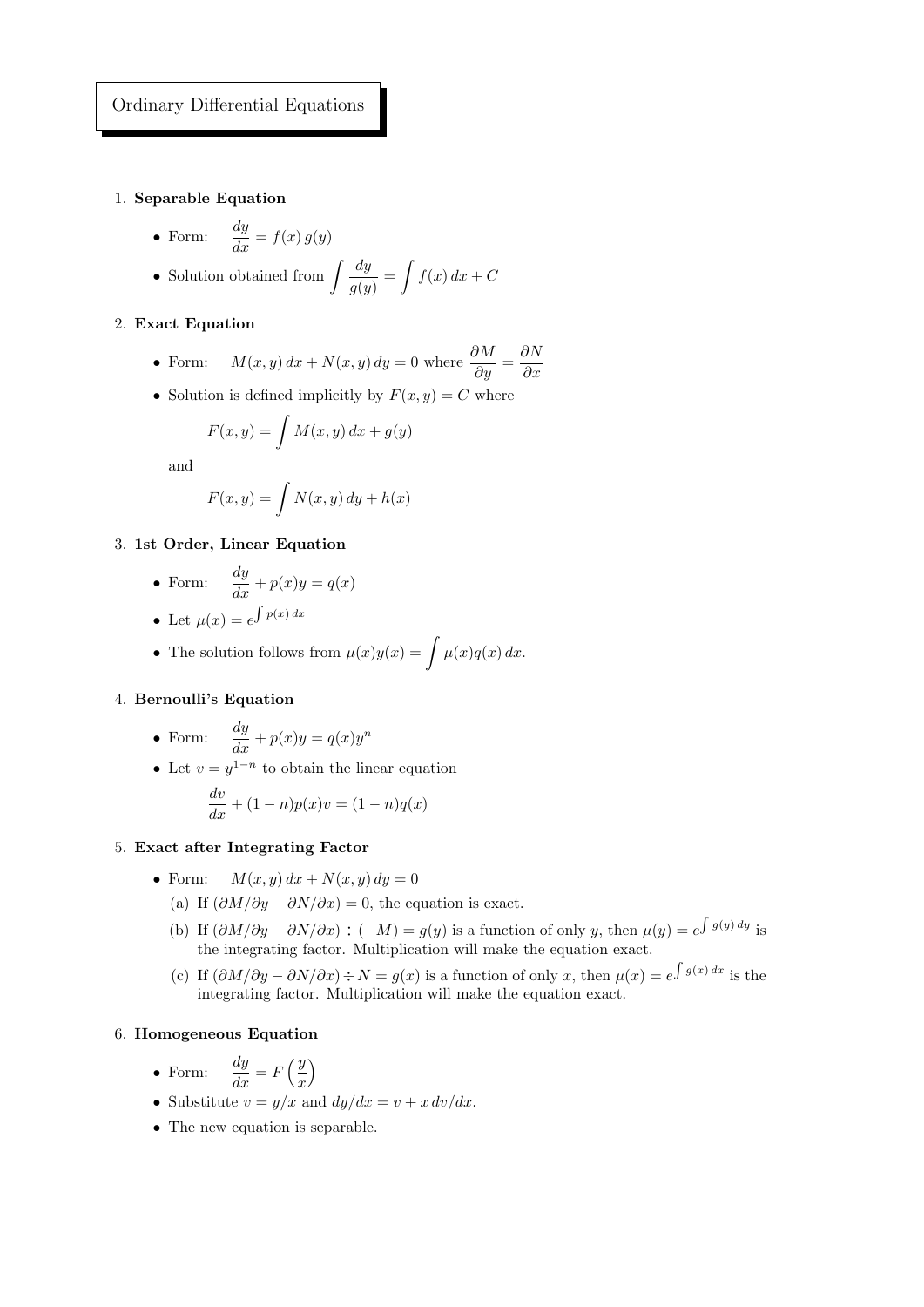# Ordinary Differential Equations

1. **Separable Equation**

   - Form: $\dfrac{dy}{dx} = f(x)\,g(y)$
   - Solution obtained from $\displaystyle\int \frac{dy}{g(y)} = \int f(x)\,dx + C$

2. **Exact Equation**

   - Form: $M(x,y)\,dx + N(x,y)\,dy = 0$ where $\dfrac{\partial M}{\partial y} = \dfrac{\partial N}{\partial x}$
   - Solution is defined implicitly by $F(x,y) = C$ where

     $$F(x,y) = \int M(x,y)\,dx + g(y)$$

     and

     $$F(x,y) = \int N(x,y)\,dy + h(x)$$

3. **1st Order, Linear Equation**

   - Form: $\dfrac{dy}{dx} + p(x)y = q(x)$
   - Let $\mu(x) = e^{\int p(x)\,dx}$
   - The solution follows from $\mu(x)y(x) = \displaystyle\int \mu(x)q(x)\,dx$.

4. **Bernoulli's Equation**

   - Form: $\dfrac{dy}{dx} + p(x)y = q(x)y^n$
   - Let $v = y^{1-n}$ to obtain the linear equation

     $$\frac{dv}{dx} + (1-n)p(x)v = (1-n)q(x)$$

5. **Exact after Integrating Factor**

   - Form: $M(x,y)\,dx + N(x,y)\,dy = 0$
     (a) If $(\partial M/\partial y - \partial N/\partial x) = 0$, the equation is exact.
     (b) If $(\partial M/\partial y - \partial N/\partial x) \div (-M) = g(y)$ is a function of only $y$, then $\mu(y) = e^{\int g(y)\,dy}$ is the integrating factor. Multiplication will make the equation exact.
     (c) If $(\partial M/\partial y - \partial N/\partial x) \div N = g(x)$ is a function of only $x$, then $\mu(x) = e^{\int g(x)\,dx}$ is the integrating factor. Multiplication will make the equation exact.

6. **Homogeneous Equation**

   - Form: $\dfrac{dy}{dx} = F\left(\dfrac{y}{x}\right)$
   - Substitute $v = y/x$ and $dy/dx = v + x\,dv/dx$.
   - The new equation is separable.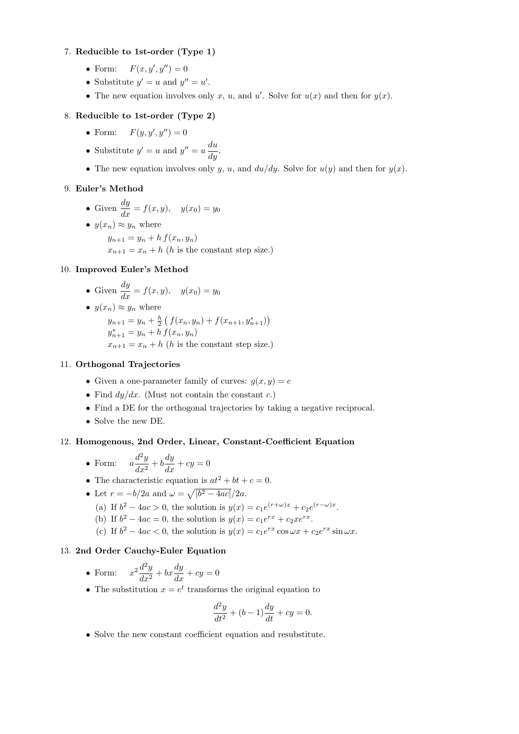7. **Reducible to 1st-order (Type 1)**
   - Form: $F(x, y', y'') = 0$
   - Substitute $y' = u$ and $y'' = u'$.
   - The new equation involves only $x$, $u$, and $u'$. Solve for $u(x)$ and then for $y(x)$.

8. **Reducible to 1st-order (Type 2)**
   - Form: $F(y, y', y'') = 0$
   - Substitute $y' = u$ and $y'' = u\,\dfrac{du}{dy}$.
   - The new equation involves only $y$, $u$, and $du/dy$. Solve for $u(y)$ and then for $y(x)$.

9. **Euler's Method**
   - Given $\dfrac{dy}{dx} = f(x, y), \quad y(x_0) = y_0$
   - $y(x_n) \approx y_n$ where

     $y_{n+1} = y_n + h\, f(x_n, y_n)$

     $x_{n+1} = x_n + h$ ($h$ is the constant step size.)

10. **Improved Euler's Method**
    - Given $\dfrac{dy}{dx} = f(x, y), \quad y(x_0) = y_0$
    - $y(x_n) \approx y_n$ where

      $y_{n+1} = y_n + \frac{h}{2}\left(\, f(x_n, y_n) + f(x_{n+1}, y^*_{n+1})\right)$

      $y^*_{n+1} = y_n + h\, f(x_n, y_n)$

      $x_{n+1} = x_n + h$ ($h$ is the constant step size.)

11. **Orthogonal Trajectories**
    - Given a one-parameter family of curves: $g(x, y) = c$
    - Find $dy/dx$. (Must not contain the constant $c$.)
    - Find a DE for the orthogonal trajectories by taking a negative reciprocal.
    - Solve the new DE.

12. **Homogenous, 2nd Order, Linear, Constant-Coefficient Equation**
    - Form: $a\dfrac{d^2y}{dx^2} + b\dfrac{dy}{dx} + cy = 0$
    - The characteristic equation is $at^2 + bt + c = 0$.
    - Let $r = -b/2a$ and $\omega = \sqrt{|b^2 - 4ac|}/2a$.
      (a) If $b^2 - 4ac > 0$, the solution is $y(x) = c_1 e^{(r+\omega)x} + c_2 e^{(r-\omega)x}$.
      (b) If $b^2 - 4ac = 0$, the solution is $y(x) = c_1 e^{rx} + c_2 x e^{rx}$.
      (c) If $b^2 - 4ac < 0$, the solution is $y(x) = c_1 e^{rx}\cos\omega x + c_2 e^{rx}\sin\omega x$.

13. **2nd Order Cauchy-Euler Equation**
    - Form: $x^2\dfrac{d^2y}{dx^2} + bx\dfrac{dy}{dx} + cy = 0$
    - The substitution $x = e^t$ transforms the original equation to

    $$\frac{d^2y}{dt^2} + (b-1)\frac{dy}{dt} + cy = 0.$$

    - Solve the new constant coefficient equation and resubstitute.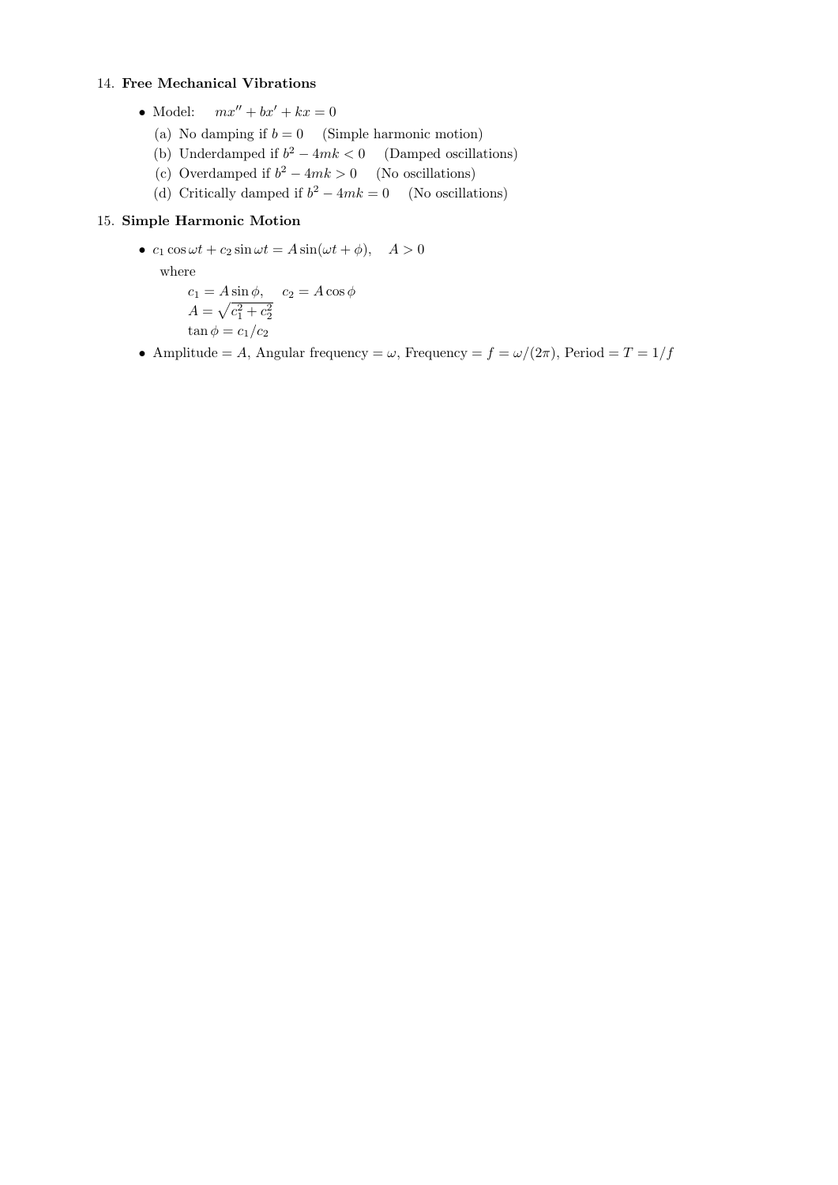14. **Free Mechanical Vibrations**

- Model: $mx'' + bx' + kx = 0$
  (a) No damping if $b = 0$ (Simple harmonic motion)
  (b) Underdamped if $b^2 - 4mk < 0$ (Damped oscillations)
  (c) Overdamped if $b^2 - 4mk > 0$ (No oscillations)
  (d) Critically damped if $b^2 - 4mk = 0$ (No oscillations)

15. **Simple Harmonic Motion**

- $c_1 \cos \omega t + c_2 \sin \omega t = A \sin(\omega t + \phi), \quad A > 0$

  where

  $c_1 = A \sin \phi, \quad c_2 = A \cos \phi$

  $A = \sqrt{c_1^2 + c_2^2}$

  $\tan \phi = c_1 / c_2$

- Amplitude $= A$, Angular frequency $= \omega$, Frequency $= f = \omega/(2\pi)$, Period $= T = 1/f$